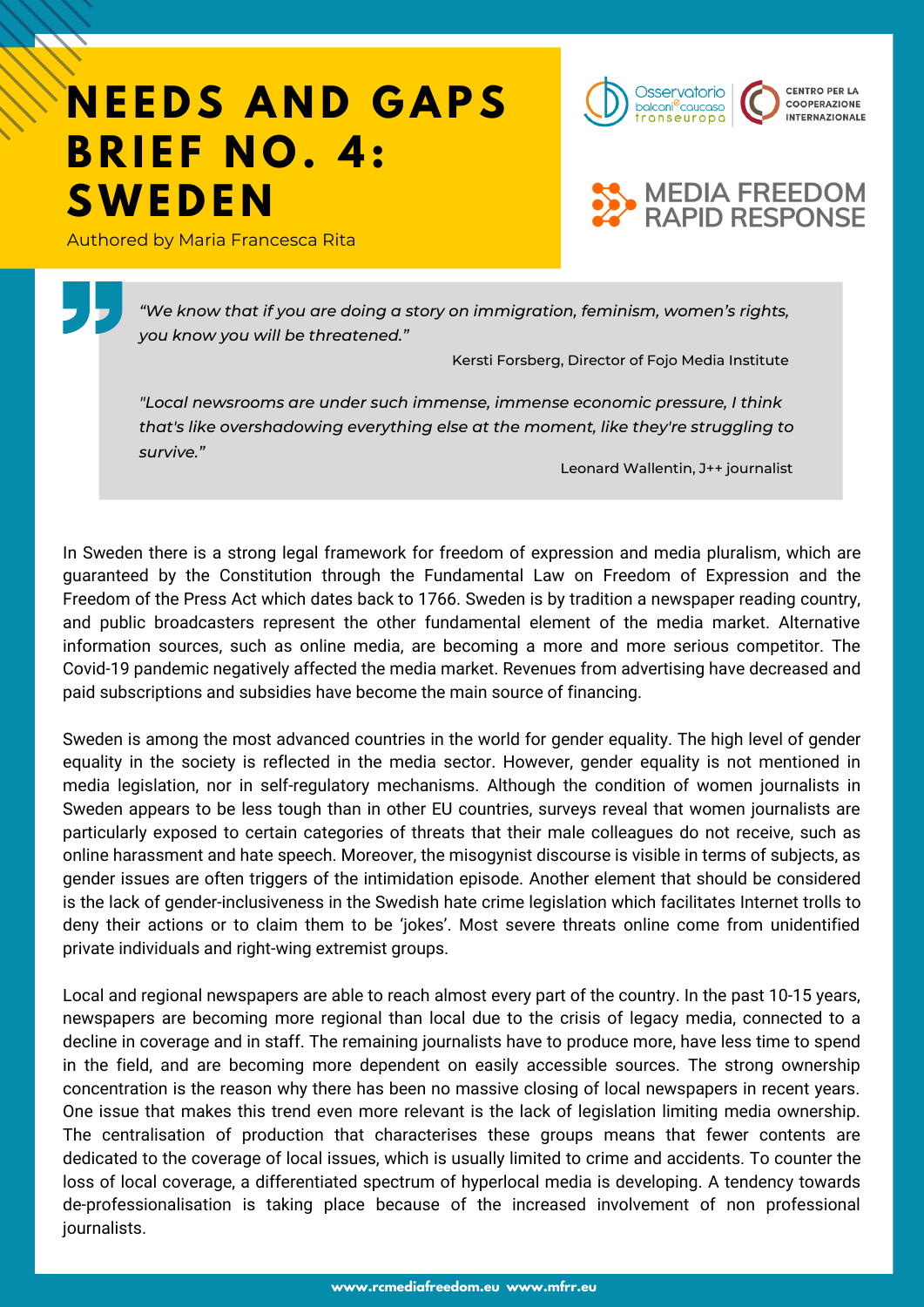# NEEDS AND GAPS BRIEF NO. 4: SWEDEN

Authored by Maria Francesca Rita

> *"We know that if you are doing a story on immigration, feminism, women's rights, you know you will be threatened."*
>
> Kersti Forsberg, Director of Fojo Media Institute
>
> *"Local newsrooms are under such immense, immense economic pressure, I think that's like overshadowing everything else at the moment, like they're struggling to survive."*
>
> Leonard Wallentin, J++ journalist

In Sweden there is a strong legal framework for freedom of expression and media pluralism, which are guaranteed by the Constitution through the Fundamental Law on Freedom of Expression and the Freedom of the Press Act which dates back to 1766. Sweden is by tradition a newspaper reading country, and public broadcasters represent the other fundamental element of the media market. Alternative information sources, such as online media, are becoming a more and more serious competitor. The Covid-19 pandemic negatively affected the media market. Revenues from advertising have decreased and paid subscriptions and subsidies have become the main source of financing.

Sweden is among the most advanced countries in the world for gender equality. The high level of gender equality in the society is reflected in the media sector. However, gender equality is not mentioned in media legislation, nor in self-regulatory mechanisms. Although the condition of women journalists in Sweden appears to be less tough than in other EU countries, surveys reveal that women journalists are particularly exposed to certain categories of threats that their male colleagues do not receive, such as online harassment and hate speech. Moreover, the misogynist discourse is visible in terms of subjects, as gender issues are often triggers of the intimidation episode. Another element that should be considered is the lack of gender-inclusiveness in the Swedish hate crime legislation which facilitates Internet trolls to deny their actions or to claim them to be 'jokes'. Most severe threats online come from unidentified private individuals and right-wing extremist groups.

Local and regional newspapers are able to reach almost every part of the country. In the past 10-15 years, newspapers are becoming more regional than local due to the crisis of legacy media, connected to a decline in coverage and in staff. The remaining journalists have to produce more, have less time to spend in the field, and are becoming more dependent on easily accessible sources. The strong ownership concentration is the reason why there has been no massive closing of local newspapers in recent years. One issue that makes this trend even more relevant is the lack of legislation limiting media ownership. The centralisation of production that characterises these groups means that fewer contents are dedicated to the coverage of local issues, which is usually limited to crime and accidents. To counter the loss of local coverage, a differentiated spectrum of hyperlocal media is developing. A tendency towards de-professionalisation is taking place because of the increased involvement of non professional journalists.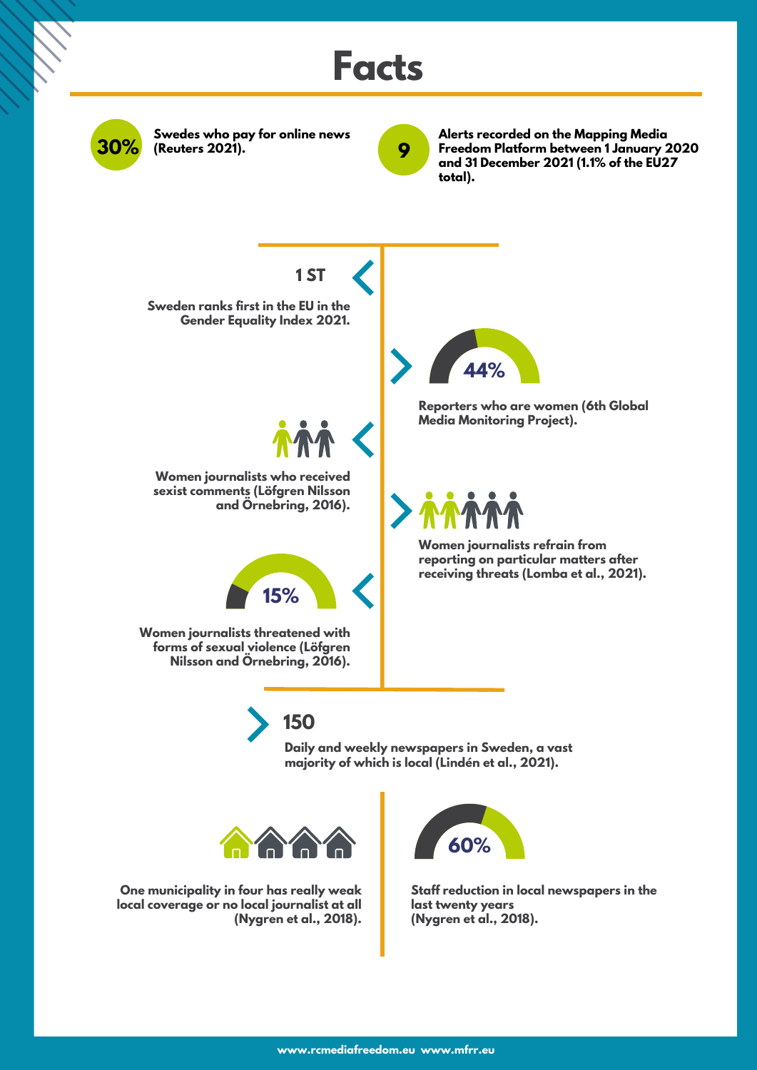# Facts

**30%** Swedes who pay for online news (Reuters 2021).

**9** Alerts recorded on the Mapping Media Freedom Platform between 1 January 2020 and 31 December 2021 (1.1% of the EU27 total).

**1 ST**

Sweden ranks first in the EU in the Gender Equality Index 2021.

**44%**

Reporters who are women (6th Global Media Monitoring Project).

Women journalists who received sexist comments (Löfgren Nilsson and Örnebring, 2016).

Women journalists refrain from reporting on particular matters after receiving threats (Lomba et al., 2021).

**15%**

Women journalists threatened with forms of sexual violence (Löfgren Nilsson and Örnebring, 2016).

**150**

Daily and weekly newspapers in Sweden, a vast majority of which is local (Lindén et al., 2021).

One municipality in four has really weak local coverage or no local journalist at all (Nygren et al., 2018).

**60%**

Staff reduction in local newspapers in the last twenty years (Nygren et al., 2018).

www.rcmediafreedom.eu www.mfrr.eu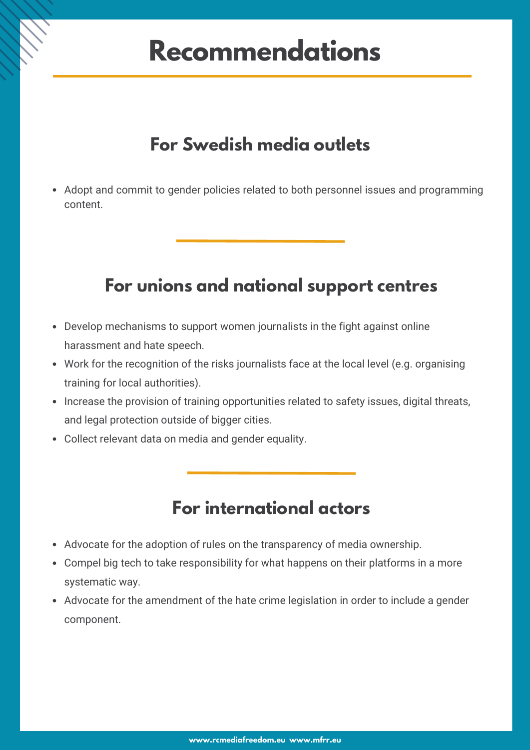# Recommendations

## For Swedish media outlets

- Adopt and commit to gender policies related to both personnel issues and programming content.

## For unions and national support centres

- Develop mechanisms to support women journalists in the fight against online harassment and hate speech.
- Work for the recognition of the risks journalists face at the local level (e.g. organising training for local authorities).
- Increase the provision of training opportunities related to safety issues, digital threats, and legal protection outside of bigger cities.
- Collect relevant data on media and gender equality.

## For international actors

- Advocate for the adoption of rules on the transparency of media ownership.
- Compel big tech to take responsibility for what happens on their platforms in a more systematic way.
- Advocate for the amendment of the hate crime legislation in order to include a gender component.

www.rcmediafreedom.eu www.mfrr.eu